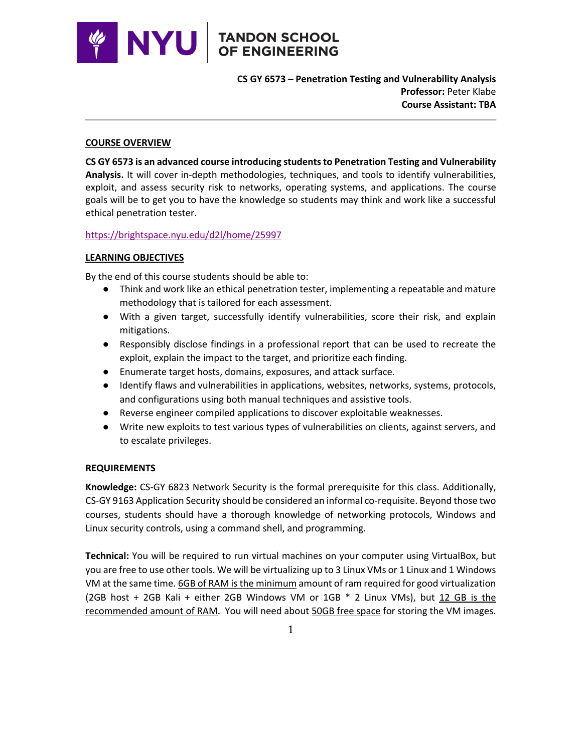**CS GY 6573 – Penetration Testing and Vulnerability Analysis**
**Professor:** Peter Klabe
**Course Assistant: TBA**

## COURSE OVERVIEW

**CS GY 6573 is an advanced course introducing students to Penetration Testing and Vulnerability Analysis.** It will cover in-depth methodologies, techniques, and tools to identify vulnerabilities, exploit, and assess security risk to networks, operating systems, and applications. The course goals will be to get you to have the knowledge so students may think and work like a successful ethical penetration tester.

https://brightspace.nyu.edu/d2l/home/25997

## LEARNING OBJECTIVES

By the end of this course students should be able to:

- Think and work like an ethical penetration tester, implementing a repeatable and mature methodology that is tailored for each assessment.
- With a given target, successfully identify vulnerabilities, score their risk, and explain mitigations.
- Responsibly disclose findings in a professional report that can be used to recreate the exploit, explain the impact to the target, and prioritize each finding.
- Enumerate target hosts, domains, exposures, and attack surface.
- Identify flaws and vulnerabilities in applications, websites, networks, systems, protocols, and configurations using both manual techniques and assistive tools.
- Reverse engineer compiled applications to discover exploitable weaknesses.
- Write new exploits to test various types of vulnerabilities on clients, against servers, and to escalate privileges.

## REQUIREMENTS

**Knowledge:** CS-GY 6823 Network Security is the formal prerequisite for this class. Additionally, CS-GY 9163 Application Security should be considered an informal co-requisite. Beyond those two courses, students should have a thorough knowledge of networking protocols, Windows and Linux security controls, using a command shell, and programming.

**Technical:** You will be required to run virtual machines on your computer using VirtualBox, but you are free to use other tools. We will be virtualizing up to 3 Linux VMs or 1 Linux and 1 Windows VM at the same time. 6GB of RAM is the minimum amount of ram required for good virtualization (2GB host + 2GB Kali + either 2GB Windows VM or 1GB * 2 Linux VMs), but 12 GB is the recommended amount of RAM. You will need about 50GB free space for storing the VM images.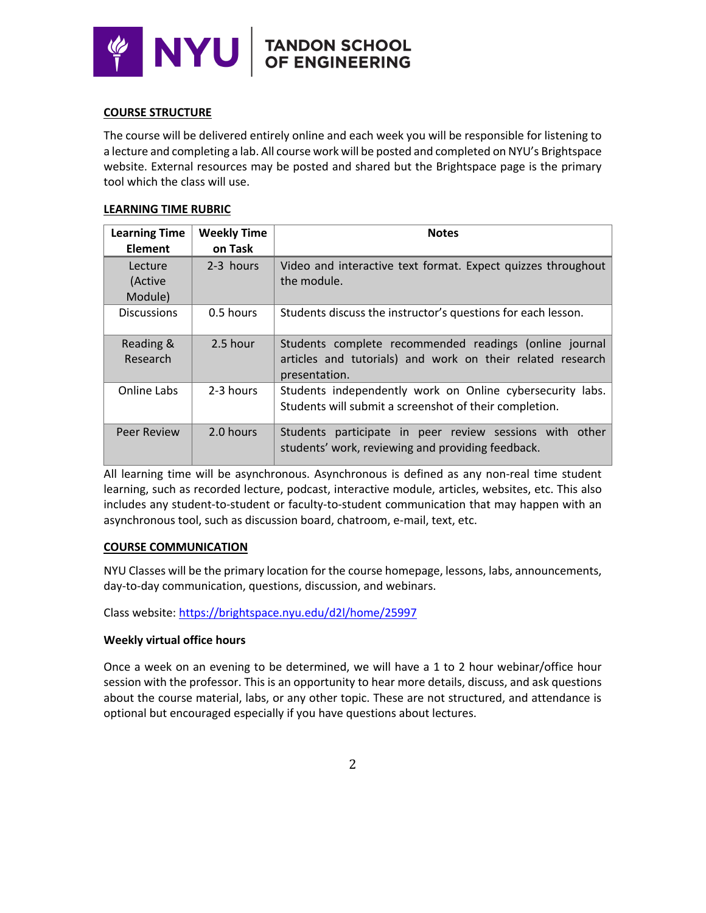## COURSE STRUCTURE

The course will be delivered entirely online and each week you will be responsible for listening to a lecture and completing a lab. All course work will be posted and completed on NYU's Brightspace website. External resources may be posted and shared but the Brightspace page is the primary tool which the class will use.

## LEARNING TIME RUBRIC

| Learning Time Element | Weekly Time on Task | Notes |
|---|---|---|
| Lecture (Active Module) | 2-3 hours | Video and interactive text format. Expect quizzes throughout the module. |
| Discussions | 0.5 hours | Students discuss the instructor's questions for each lesson. |
| Reading & Research | 2.5 hour | Students complete recommended readings (online journal articles and tutorials) and work on their related research presentation. |
| Online Labs | 2-3 hours | Students independently work on Online cybersecurity labs. Students will submit a screenshot of their completion. |
| Peer Review | 2.0 hours | Students participate in peer review sessions with other students' work, reviewing and providing feedback. |

All learning time will be asynchronous. Asynchronous is defined as any non-real time student learning, such as recorded lecture, podcast, interactive module, articles, websites, etc. This also includes any student-to-student or faculty-to-student communication that may happen with an asynchronous tool, such as discussion board, chatroom, e-mail, text, etc.

## COURSE COMMUNICATION

NYU Classes will be the primary location for the course homepage, lessons, labs, announcements, day-to-day communication, questions, discussion, and webinars.

Class website: https://brightspace.nyu.edu/d2l/home/25997

### Weekly virtual office hours

Once a week on an evening to be determined, we will have a 1 to 2 hour webinar/office hour session with the professor. This is an opportunity to hear more details, discuss, and ask questions about the course material, labs, or any other topic. These are not structured, and attendance is optional but encouraged especially if you have questions about lectures.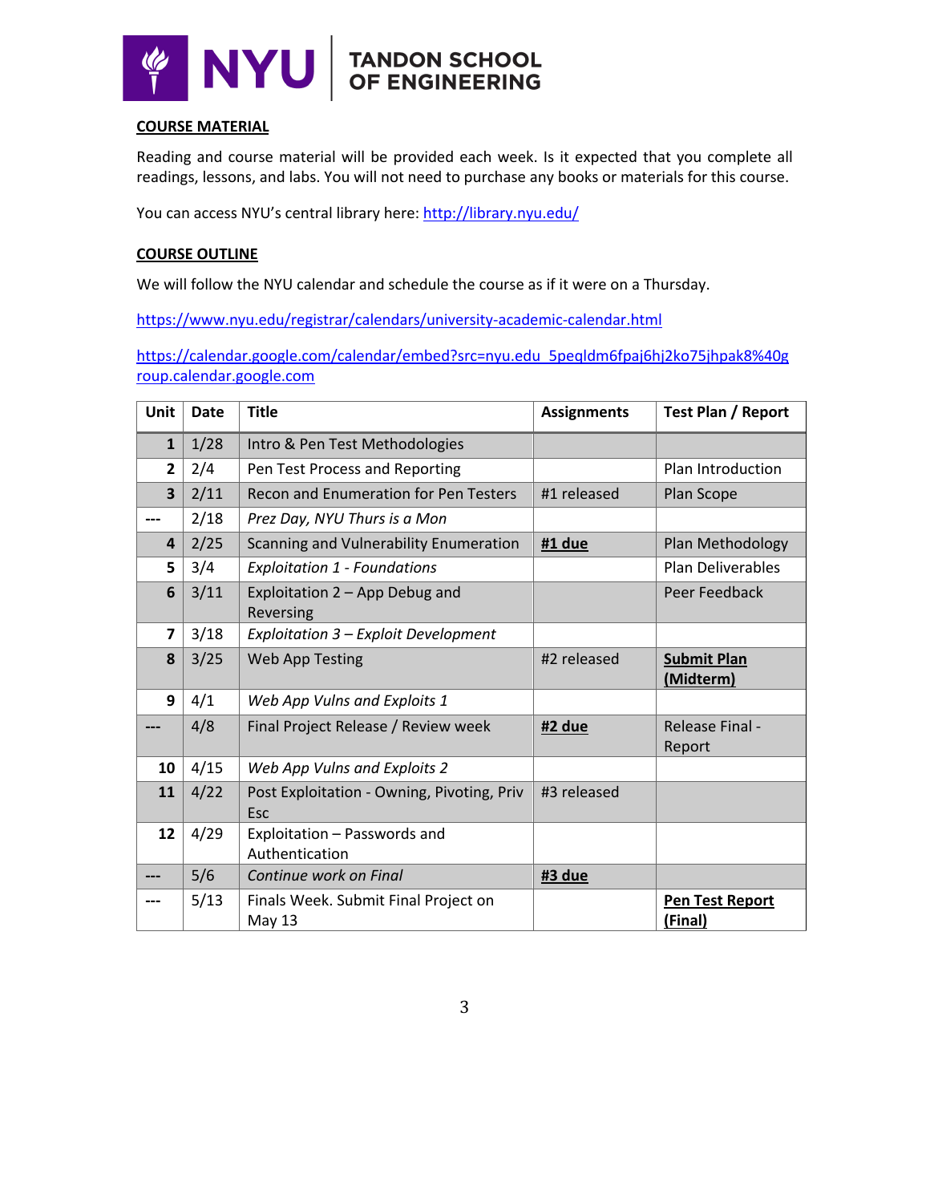**COURSE MATERIAL**

Reading and course material will be provided each week. Is it expected that you complete all readings, lessons, and labs. You will not need to purchase any books or materials for this course.

You can access NYU's central library here: http://library.nyu.edu/

**COURSE OUTLINE**

We will follow the NYU calendar and schedule the course as if it were on a Thursday.

https://www.nyu.edu/registrar/calendars/university-academic-calendar.html

https://calendar.google.com/calendar/embed?src=nyu.edu_5peqldm6fpaj6hj2ko75jhpak8%40group.calendar.google.com

| Unit | Date | Title | Assignments | Test Plan / Report |
|---|---|---|---|---|
| 1 | 1/28 | Intro & Pen Test Methodologies | | |
| 2 | 2/4 | Pen Test Process and Reporting | | Plan Introduction |
| 3 | 2/11 | Recon and Enumeration for Pen Testers | #1 released | Plan Scope |
| --- | 2/18 | *Prez Day, NYU Thurs is a Mon* | | |
| 4 | 2/25 | Scanning and Vulnerability Enumeration | **#1 due** | Plan Methodology |
| 5 | 3/4 | *Exploitation 1 - Foundations* | | Plan Deliverables |
| 6 | 3/11 | Exploitation 2 – App Debug and Reversing | | Peer Feedback |
| 7 | 3/18 | *Exploitation 3 – Exploit Development* | | |
| 8 | 3/25 | Web App Testing | #2 released | **Submit Plan (Midterm)** |
| 9 | 4/1 | *Web App Vulns and Exploits 1* | | |
| --- | 4/8 | Final Project Release / Review week | **#2 due** | Release Final - Report |
| 10 | 4/15 | *Web App Vulns and Exploits 2* | | |
| 11 | 4/22 | Post Exploitation - Owning, Pivoting, Priv Esc | #3 released | |
| 12 | 4/29 | Exploitation – Passwords and Authentication | | |
| --- | 5/6 | *Continue work on Final* | **#3 due** | |
| --- | 5/13 | Finals Week. Submit Final Project on May 13 | | **Pen Test Report (Final)** |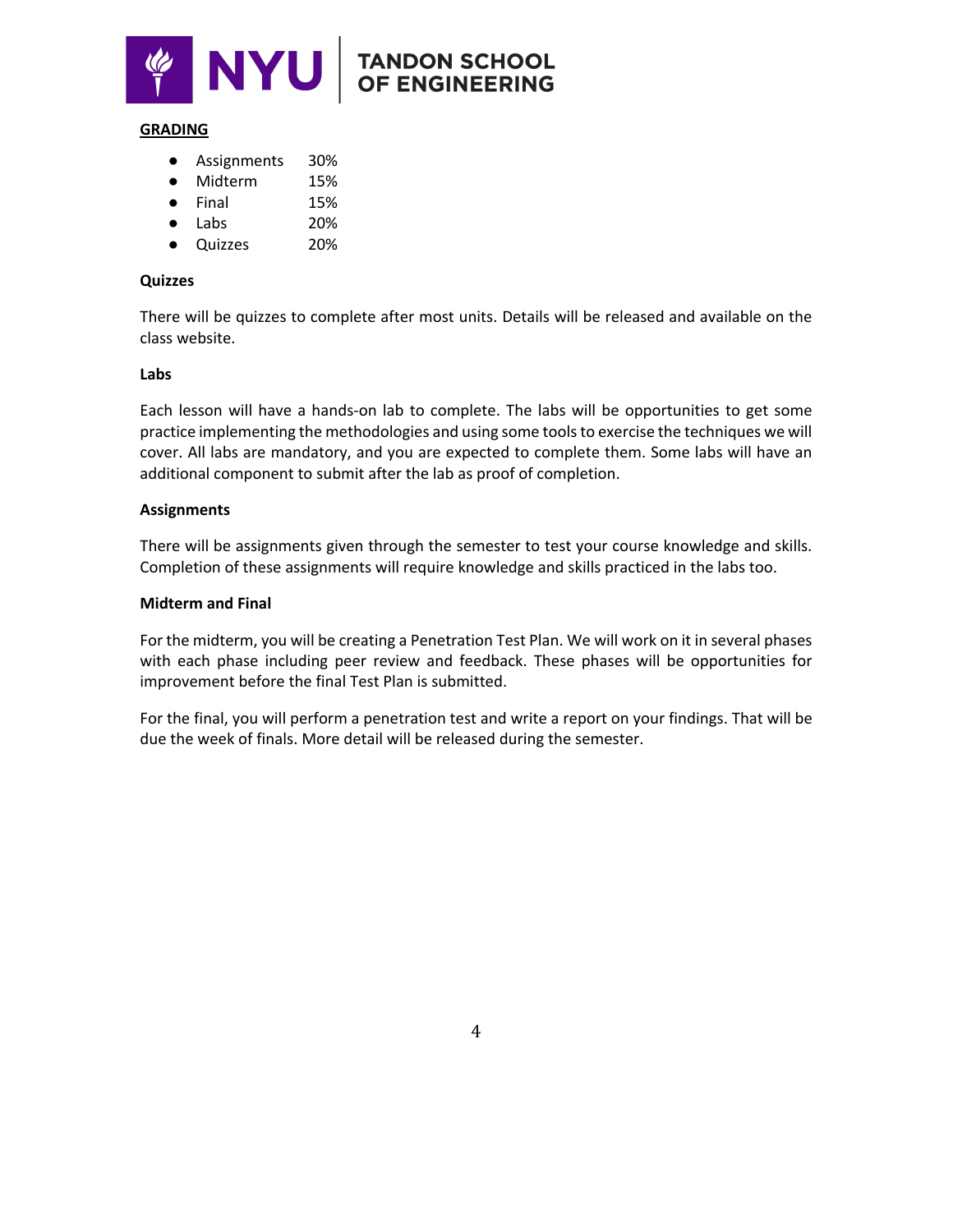## GRADING

- Assignments 30%
- Midterm 15%
- Final 15%
- Labs 20%
- Quizzes 20%

### Quizzes

There will be quizzes to complete after most units. Details will be released and available on the class website.

### Labs

Each lesson will have a hands-on lab to complete. The labs will be opportunities to get some practice implementing the methodologies and using some tools to exercise the techniques we will cover. All labs are mandatory, and you are expected to complete them. Some labs will have an additional component to submit after the lab as proof of completion.

### Assignments

There will be assignments given through the semester to test your course knowledge and skills. Completion of these assignments will require knowledge and skills practiced in the labs too.

### Midterm and Final

For the midterm, you will be creating a Penetration Test Plan. We will work on it in several phases with each phase including peer review and feedback. These phases will be opportunities for improvement before the final Test Plan is submitted.

For the final, you will perform a penetration test and write a report on your findings. That will be due the week of finals. More detail will be released during the semester.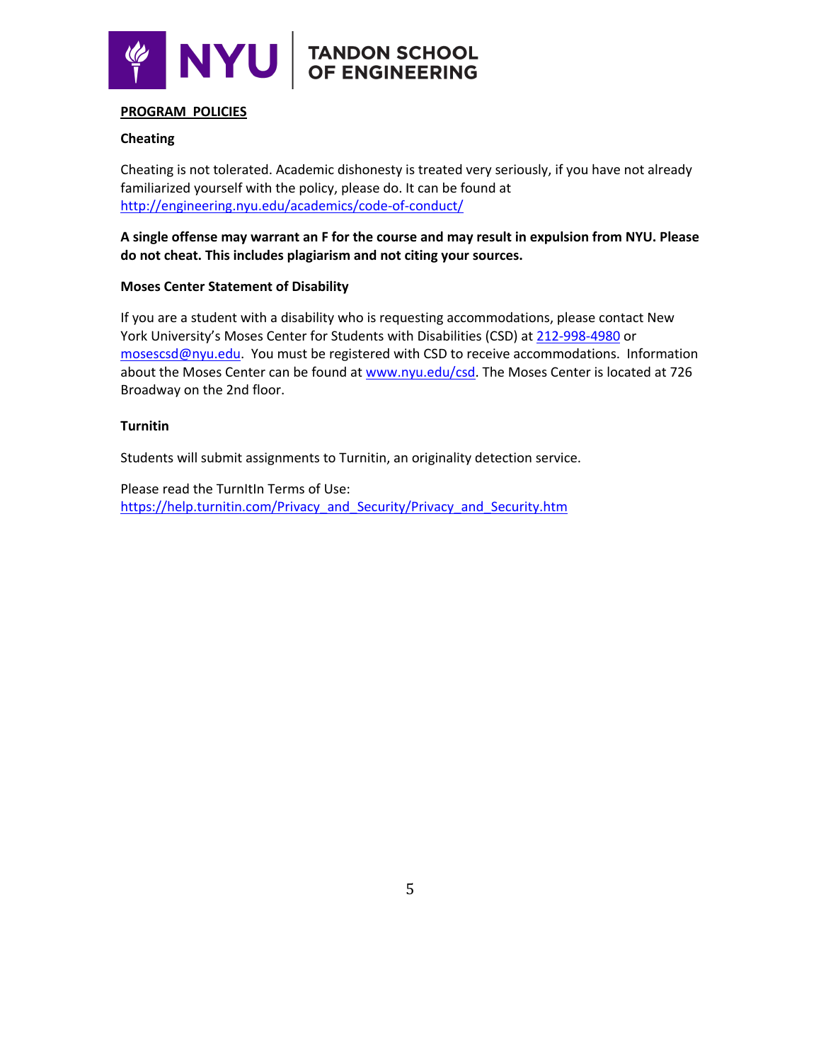## PROGRAM POLICIES

### Cheating

Cheating is not tolerated. Academic dishonesty is treated very seriously, if you have not already familiarized yourself with the policy, please do. It can be found at http://engineering.nyu.edu/academics/code-of-conduct/

**A single offense may warrant an F for the course and may result in expulsion from NYU. Please do not cheat. This includes plagiarism and not citing your sources.**

### Moses Center Statement of Disability

If you are a student with a disability who is requesting accommodations, please contact New York University's Moses Center for Students with Disabilities (CSD) at 212-998-4980 or mosescsd@nyu.edu. You must be registered with CSD to receive accommodations. Information about the Moses Center can be found at www.nyu.edu/csd. The Moses Center is located at 726 Broadway on the 2nd floor.

### Turnitin

Students will submit assignments to Turnitin, an originality detection service.

Please read the TurnItIn Terms of Use: https://help.turnitin.com/Privacy_and_Security/Privacy_and_Security.htm